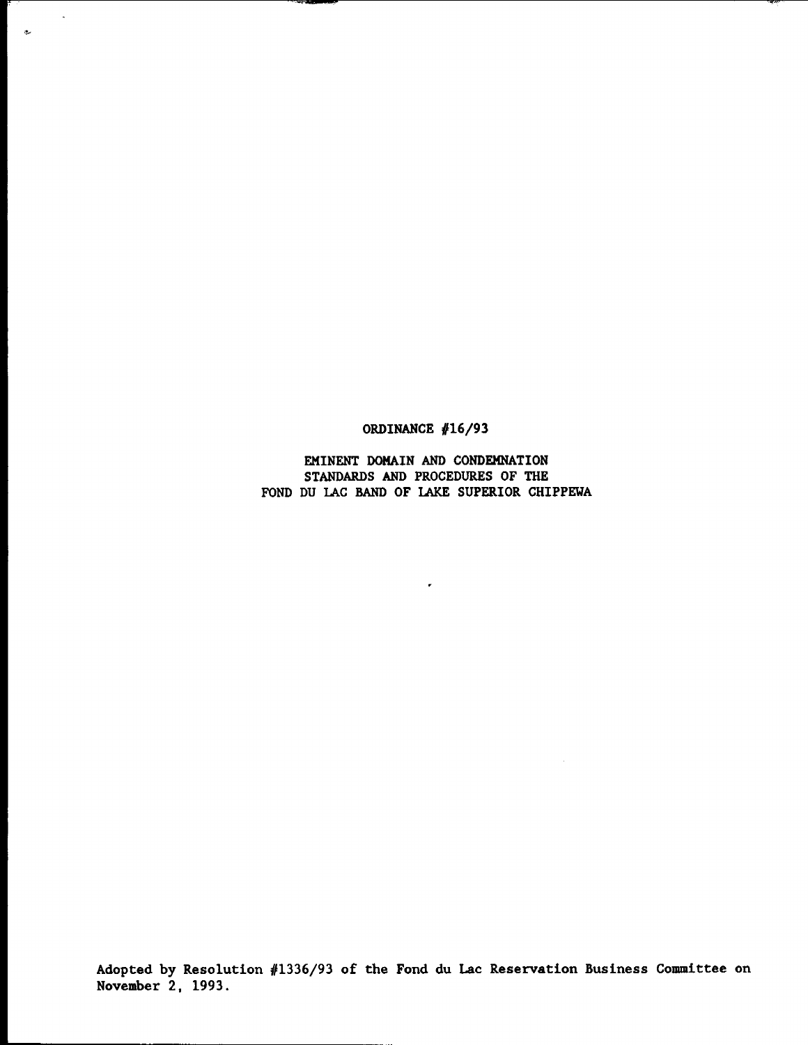# ORDINANCE #16/93

## EMINENT DOMAIN AND CONDEMNATION STANDARDS AND PROCEDURES OF THE FOND DU LAC BAND OF LAKE SUPERIOR CHIPPEWA

**Adopted by Resolution #1336/93 of the Fond du Lac Reservation Business Committee on November 2, 1993.**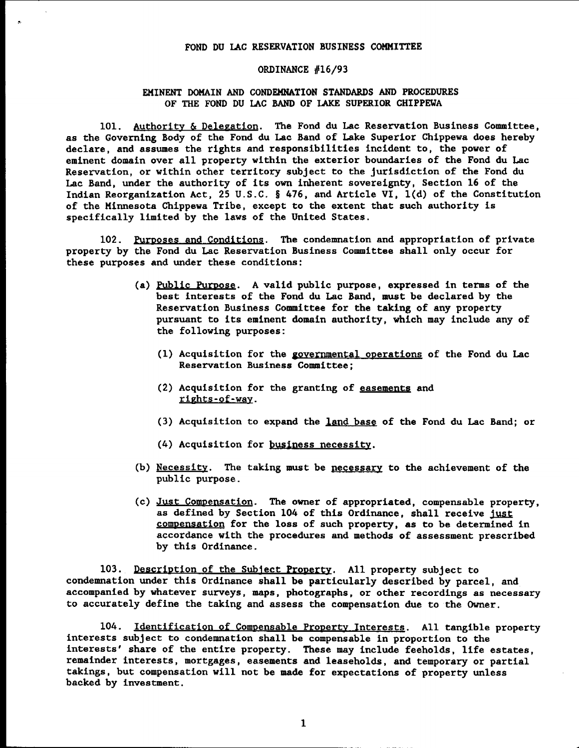FOND DU LAC RESERVATION BUSINESS COMMITTEE

ORDINANCE #16/93

# EMINENT DOMAIN AND CONDEMNATION STANDARDS AND PROCEDURES OF THE FOND DU LAC BAND OF LAKE SUPERIOR CHIPPEWA

101. Authority & Delegation. The Fond du Lac Reservation Business Committee, as the Governing Body of the Fond du Lac Band of Lake Superior Chippewa does hereby declare, and assumes the rights and responsibilities incident to, the power of eminent domain over all property within the exterior boundaries of the Fond du Lac Reservation, or within other territory subject to the jurisdiction of the Fond du Lac Band, under the authority of its own inherent sovereignty, Section 16 of the Indian Reorganization Act, 25 U.S.C. § 476, and Article VI, 1(d) of the Constitution of the Minnesota Chippewa Tribe, except to the extent that such authority is specifically limited by the laws of the United States.

102. Purposes and Conditions. The condemnation and appropriation of private property by the Fond du Lac Reservation Business Committee shall only occur for these purposes and under these conditions:

(a) Public Purpose. A valid public purpose, expressed in terms of the best interests of the Fond du Lac Band, must be declared by the Reservation Business Committee for the taking of any property pursuant to its eminent domain authority, which may include any of the following purposes:

(1) Acquisition for the governmental operations of the Fond du Lac Reservation Business Committee;

(2) Acquisition for the granting of easements and rights-of-way.

(3) Acquisition to expand the land base of the Fond du Lac Band; or

(4) Acquisition for business necessity.

(b) Necessity. The taking must be necessary to the achievement of the public purpose.

(c) Just Compensation. The owner of appropriated, compensable property, as defined by Section 104 of this Ordinance, shall receive just compensation for the loss of such property, as to be determined in accordance with the procedures and methods of assessment prescribed by this Ordinance.

103. Description of the Subject Property. All property subject to condemnation under this Ordinance shall be particularly described by parcel, and accompanied by whatever surveys, maps, photographs, or other recordings as necessary to accurately define the taking and assess the compensation due to the Owner.

104. Identification of Compensable Property Interests. All tangible property interests subject to condemnation shall be compensable in proportion to the interests' share of the entire property. These may include feeholds, life estates, remainder interests, mortgages, easements and leaseholds, and temporary or partial takings, but compensation will not be made for expectations of property unless backed by investment.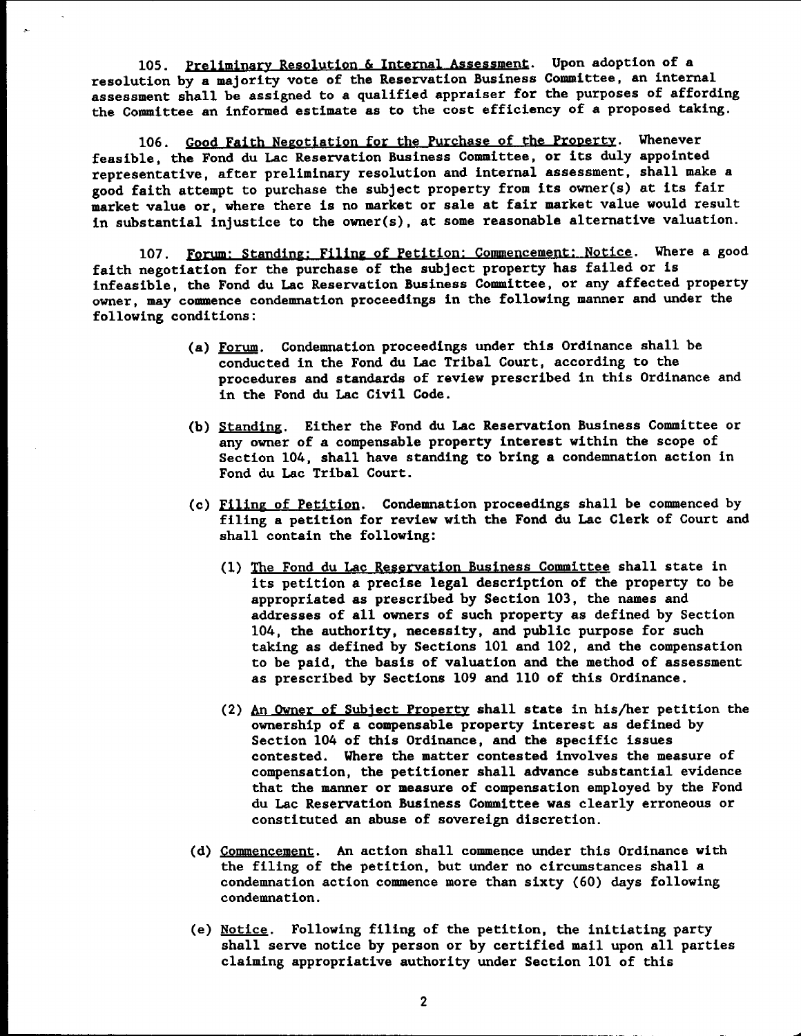105. Preliminary Resolution & Internal Assessment. Upon adoption of a resolution by a majority vote of the Reservation Business Committee, an internal assessment shall be assigned to a qualified appraiser for the purposes of affording the Committee an informed estimate as to the cost efficiency of a proposed taking.

106. Good Faith Negotiation for the Purchase of the Property. Whenever feasible, the Fond du Lac Reservation Business Committee, or its duly appointed representative, after preliminary resolution and internal assessment, shall make a good faith attempt to purchase the subject property from its owner(s) at its fair market value or, where there is no market or sale at fair market value would result in substantial injustice to the owner(s), at some reasonable alternative valuation.

107. Forum; Standing; Filing of Petition; Commencement; Notice. Where a good faith negotiation for the purchase of the subject property has failed or is infeasible, the Fond du Lac Reservation Business Committee, or any affected property owner, may commence condemnation proceedings in the following manner and under the following conditions:

(a) Forum. Condemnation proceedings under this Ordinance shall be conducted in the Fond du Lac Tribal Court, according to the procedures and standards of review prescribed in this Ordinance and in the Fond du Lac Civil Code.

(b) Standing. Either the Fond du Lac Reservation Business Committee or any owner of a compensable property interest within the scope of Section 104, shall have standing to bring a condemnation action in Fond du Lac Tribal Court.

(c) Filing of Petition. Condemnation proceedings shall be commenced by filing a petition for review with the Fond du Lac Clerk of Court and shall contain the following:

(1) The Fond du Lac Reservation Business Committee shall state in its petition a precise legal description of the property to be appropriated as prescribed by Section 103, the names and addresses of all owners of such property as defined by Section 104, the authority, necessity, and public purpose for such taking as defined by Sections 101 and 102, and the compensation to be paid, the basis of valuation and the method of assessment as prescribed by Sections 109 and 110 of this Ordinance.

(2) An Owner of Subject Property shall state in his/her petition the ownership of a compensable property interest as defined by Section 104 of this Ordinance, and the specific issues contested. Where the matter contested involves the measure of compensation, the petitioner shall advance substantial evidence that the manner or measure of compensation employed by the Fond du Lac Reservation Business Committee was clearly erroneous or constituted an abuse of sovereign discretion.

(d) Commencement. An action shall commence under this Ordinance with the filing of the petition, but under no circumstances shall a condemnation action commence more than sixty (60) days following condemnation.

(e) Notice. Following filing of the petition, the initiating party shall serve notice by person or by certified mail upon all parties claiming appropriative authority under Section 101 of this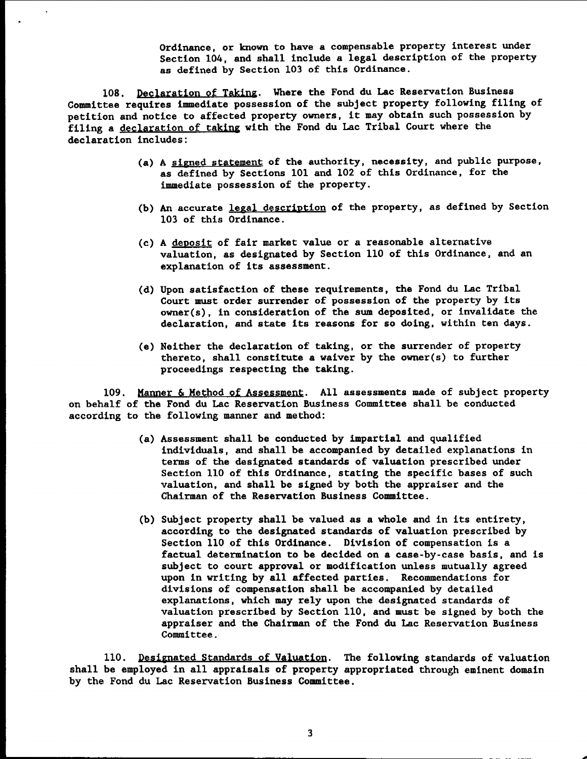Ordinance, or known to have a compensable property interest under Section 104, and shall include a legal description of the property as defined by Section 103 of this Ordinance.

108. Declaration of Taking. Where the Fond du Lac Reservation Business Committee requires immediate possession of the subject property following filing of petition and notice to affected property owners, it may obtain such possession by filing a declaration of taking with the Fond du Lac Tribal Court where the declaration includes:

(a) A signed statement of the authority, necessity, and public purpose, as defined by Sections 101 and 102 of this Ordinance, for the immediate possession of the property.

(b) An accurate legal description of the property, as defined by Section 103 of this Ordinance.

(c) A deposit of fair market value or a reasonable alternative valuation, as designated by Section 110 of this Ordinance, and an explanation of its assessment.

(d) Upon satisfaction of these requirements, the Fond du Lac Tribal Court must order surrender of possession of the property by its owner(s), in consideration of the sum deposited, or invalidate the declaration, and state its reasons for so doing, within ten days.

(e) Neither the declaration of taking, or the surrender of property thereto, shall constitute a waiver by the owner(s) to further proceedings respecting the taking.

109. Manner & Method of Assessment. All assessments made of subject property on behalf of the Fond du Lac Reservation Business Committee shall be conducted according to the following manner and method:

(a) Assessment shall be conducted by impartial and qualified individuals, and shall be accompanied by detailed explanations in terms of the designated standards of valuation prescribed under Section 110 of this Ordinance, stating the specific bases of such valuation, and shall be signed by both the appraiser and the Chairman of the Reservation Business Committee.

(b) Subject property shall be valued as a whole and in its entirety, according to the designated standards of valuation prescribed by Section 110 of this Ordinance. Division of compensation is a factual determination to be decided on a case-by-case basis, and is subject to court approval or modification unless mutually agreed upon in writing by all affected parties. Recommendations for divisions of compensation shall be accompanied by detailed explanations, which may rely upon the designated standards of valuation prescribed by Section 110, and must be signed by both the appraiser and the Chairman of the Fond du Lac Reservation Business Committee.

110. Designated Standards of Valuation. The following standards of valuation shall be employed in all appraisals of property appropriated through eminent domain by the Fond du Lac Reservation Business Committee.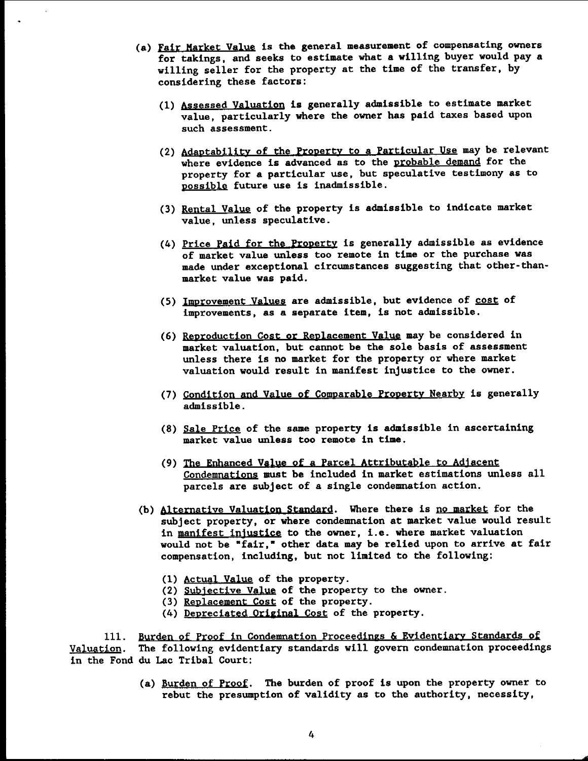(a) Fair Market Value is the general measurement of compensating owners for takings, and seeks to estimate what a willing buyer would pay a willing seller for the property at the time of the transfer, by considering these factors:

(1) Assessed Valuation is generally admissible to estimate market value, particularly where the owner has paid taxes based upon such assessment.

(2) Adaptability of the Property to a Particular Use may be relevant where evidence is advanced as to the probable demand for the property for a particular use, but speculative testimony as to possible future use is inadmissible.

(3) Rental Value of the property is admissible to indicate market value, unless speculative.

(4) Price Paid for the Property is generally admissible as evidence of market value unless too remote in time or the purchase was made under exceptional circumstances suggesting that other-than-market value was paid.

(5) Improvement Values are admissible, but evidence of cost of improvements, as a separate item, is not admissible.

(6) Reproduction Cost or Replacement Value may be considered in market valuation, but cannot be the sole basis of assessment unless there is no market for the property or where market valuation would result in manifest injustice to the owner.

(7) Condition and Value of Comparable Property Nearby is generally admissible.

(8) Sale Price of the same property is admissible in ascertaining market value unless too remote in time.

(9) The Enhanced Value of a Parcel Attributable to Adjacent Condemnations must be included in market estimations unless all parcels are subject of a single condemnation action.

(b) Alternative Valuation Standard. Where there is no market for the subject property, or where condemnation at market value would result in manifest injustice to the owner, i.e. where market valuation would not be "fair," other data may be relied upon to arrive at fair compensation, including, but not limited to the following:

(1) Actual Value of the property.
(2) Subjective Value of the property to the owner.
(3) Replacement Cost of the property.
(4) Depreciated Original Cost of the property.

111. Burden of Proof in Condemnation Proceedings & Evidentiary Standards of Valuation. The following evidentiary standards will govern condemnation proceedings in the Fond du Lac Tribal Court:

(a) Burden of Proof. The burden of proof is upon the property owner to rebut the presumption of validity as to the authority, necessity,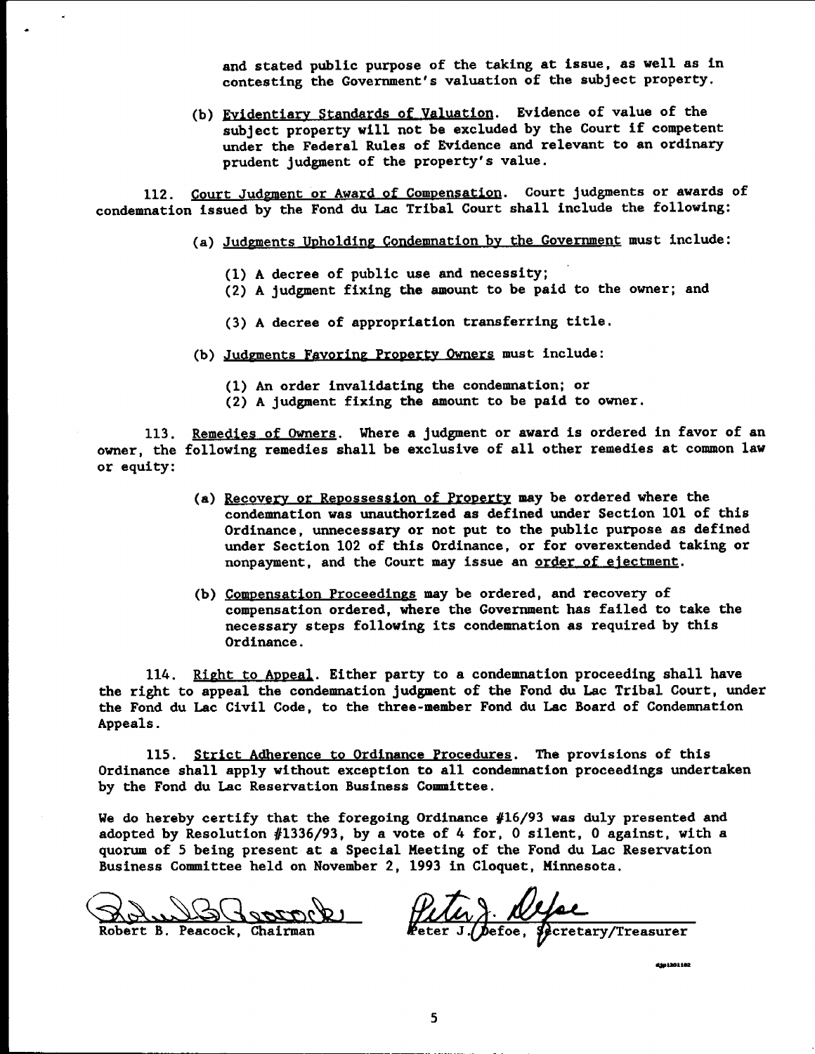and stated public purpose of the taking at issue, as well as in contesting the Government's valuation of the subject property.

(b) Evidentiary Standards of Valuation. Evidence of value of the subject property will not be excluded by the Court if competent under the Federal Rules of Evidence and relevant to an ordinary prudent judgment of the property's value.

112. Court Judgment or Award of Compensation. Court judgments or awards of condemnation issued by the Fond du Lac Tribal Court shall include the following:

(a) Judgments Upholding Condemnation by the Government must include:

(1) A decree of public use and necessity;
(2) A judgment fixing the amount to be paid to the owner; and
(3) A decree of appropriation transferring title.

(b) Judgments Favoring Property Owners must include:

(1) An order invalidating the condemnation; or
(2) A judgment fixing the amount to be paid to owner.

113. Remedies of Owners. Where a judgment or award is ordered in favor of an owner, the following remedies shall be exclusive of all other remedies at common law or equity:

(a) Recovery or Repossession of Property may be ordered where the condemnation was unauthorized as defined under Section 101 of this Ordinance, unnecessary or not put to the public purpose as defined under Section 102 of this Ordinance, or for overextended taking or nonpayment, and the Court may issue an order of ejectment.

(b) Compensation Proceedings may be ordered, and recovery of compensation ordered, where the Government has failed to take the necessary steps following its condemnation as required by this Ordinance.

114. Right to Appeal. Either party to a condemnation proceeding shall have the right to appeal the condemnation judgment of the Fond du Lac Tribal Court, under the Fond du Lac Civil Code, to the three-member Fond du Lac Board of Condemnation Appeals.

115. Strict Adherence to Ordinance Procedures. The provisions of this Ordinance shall apply without exception to all condemnation proceedings undertaken by the Fond du Lac Reservation Business Committee.

We do hereby certify that the foregoing Ordinance #16/93 was duly presented and adopted by Resolution #1336/93, by a vote of 4 for, 0 silent, 0 against, with a quorum of 5 being present at a Special Meeting of the Fond du Lac Reservation Business Committee held on November 2, 1993 in Cloquet, Minnesota.

Robert B. Peacock, Chairman

Peter J. Defoe, Secretary/Treasurer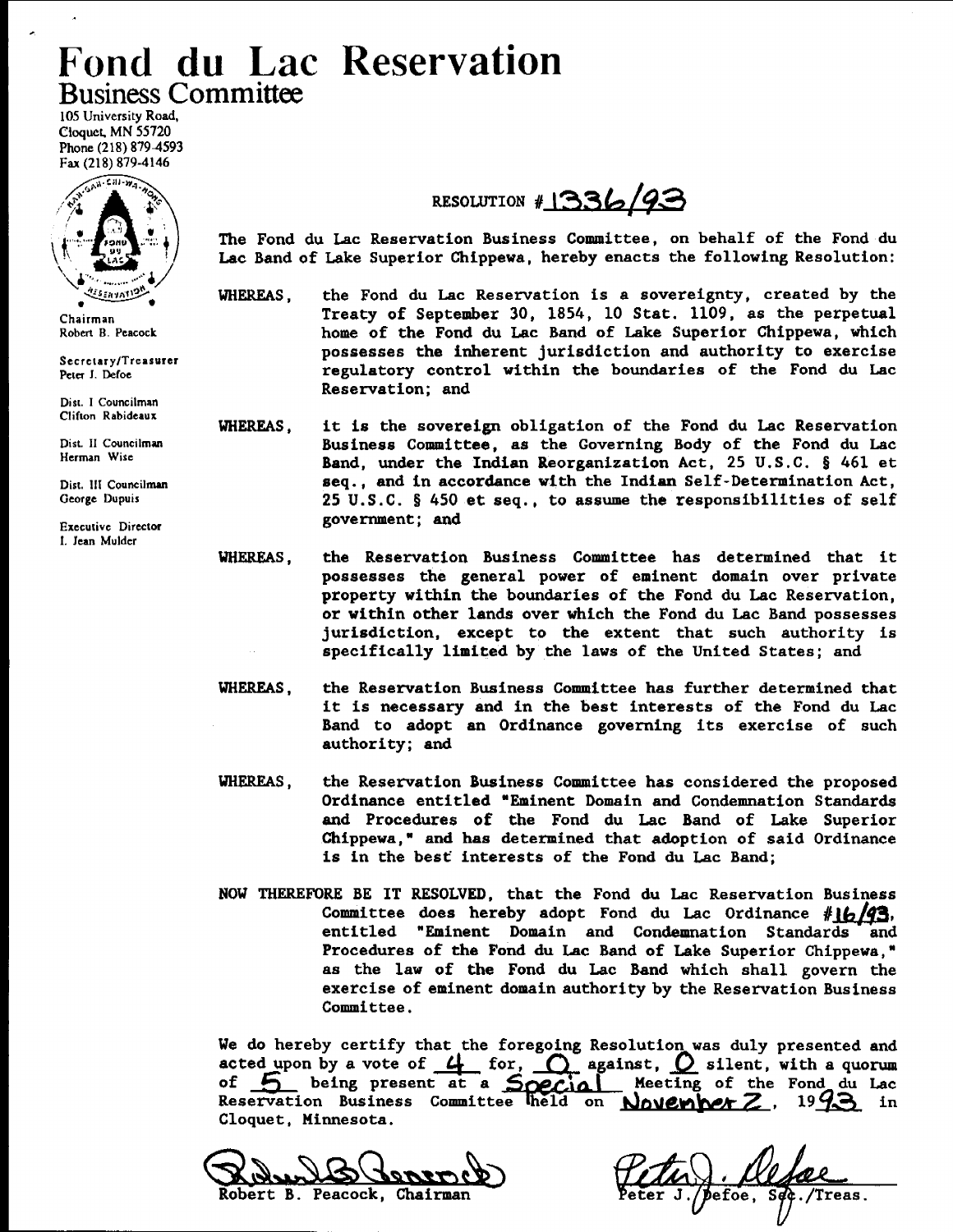# Fond du Lac Reservation

## Business Committee

105 University Road,
Cloquet, MN 55720
Phone (218) 879-4593
Fax (218) 879-4146

Chairman
Robert B. Peacock

Secretary/Treasurer
Peter J. Defoe

Dist. I Councilman
Clifton Rabideaux

Dist. II Councilman
Herman Wise

Dist. III Councilman
George Dupuis

Executive Director
I. Jean Mulder

RESOLUTION #1336/93

The Fond du Lac Reservation Business Committee, on behalf of the Fond du Lac Band of Lake Superior Chippewa, hereby enacts the following Resolution:

WHEREAS, the Fond du Lac Reservation is a sovereignty, created by the Treaty of September 30, 1854, 10 Stat. 1109, as the perpetual home of the Fond du Lac Band of Lake Superior Chippewa, which possesses the inherent jurisdiction and authority to exercise regulatory control within the boundaries of the Fond du Lac Reservation; and

WHEREAS, it is the sovereign obligation of the Fond du Lac Reservation Business Committee, as the Governing Body of the Fond du Lac Band, under the Indian Reorganization Act, 25 U.S.C. § 461 et seq., and in accordance with the Indian Self-Determination Act, 25 U.S.C. § 450 et seq., to assume the responsibilities of self government; and

WHEREAS, the Reservation Business Committee has determined that it possesses the general power of eminent domain over private property within the boundaries of the Fond du Lac Reservation, or within other lands over which the Fond du Lac Band possesses jurisdiction, except to the extent that such authority is specifically limited by the laws of the United States; and

WHEREAS, the Reservation Business Committee has further determined that it is necessary and in the best interests of the Fond du Lac Band to adopt an Ordinance governing its exercise of such authority; and

WHEREAS, the Reservation Business Committee has considered the proposed Ordinance entitled "Eminent Domain and Condemnation Standards and Procedures of the Fond du Lac Band of Lake Superior Chippewa," and has determined that adoption of said Ordinance is in the best interests of the Fond du Lac Band;

NOW THEREFORE BE IT RESOLVED, that the Fond du Lac Reservation Business Committee does hereby adopt Fond du Lac Ordinance #16/93, entitled "Eminent Domain and Condemnation Standards and Procedures of the Fond du Lac Band of Lake Superior Chippewa," as the law of the Fond du Lac Band which shall govern the exercise of eminent domain authority by the Reservation Business Committee.

We do hereby certify that the foregoing Resolution was duly presented and acted upon by a vote of 4 for, 0 against, 0 silent, with a quorum of 5 being present at a Special Meeting of the Fond du Lac Reservation Business Committee held on November 2, 1993 in Cloquet, Minnesota.

Robert B. Peacock, Chairman

Peter J. Defoe, Sec./Treas.